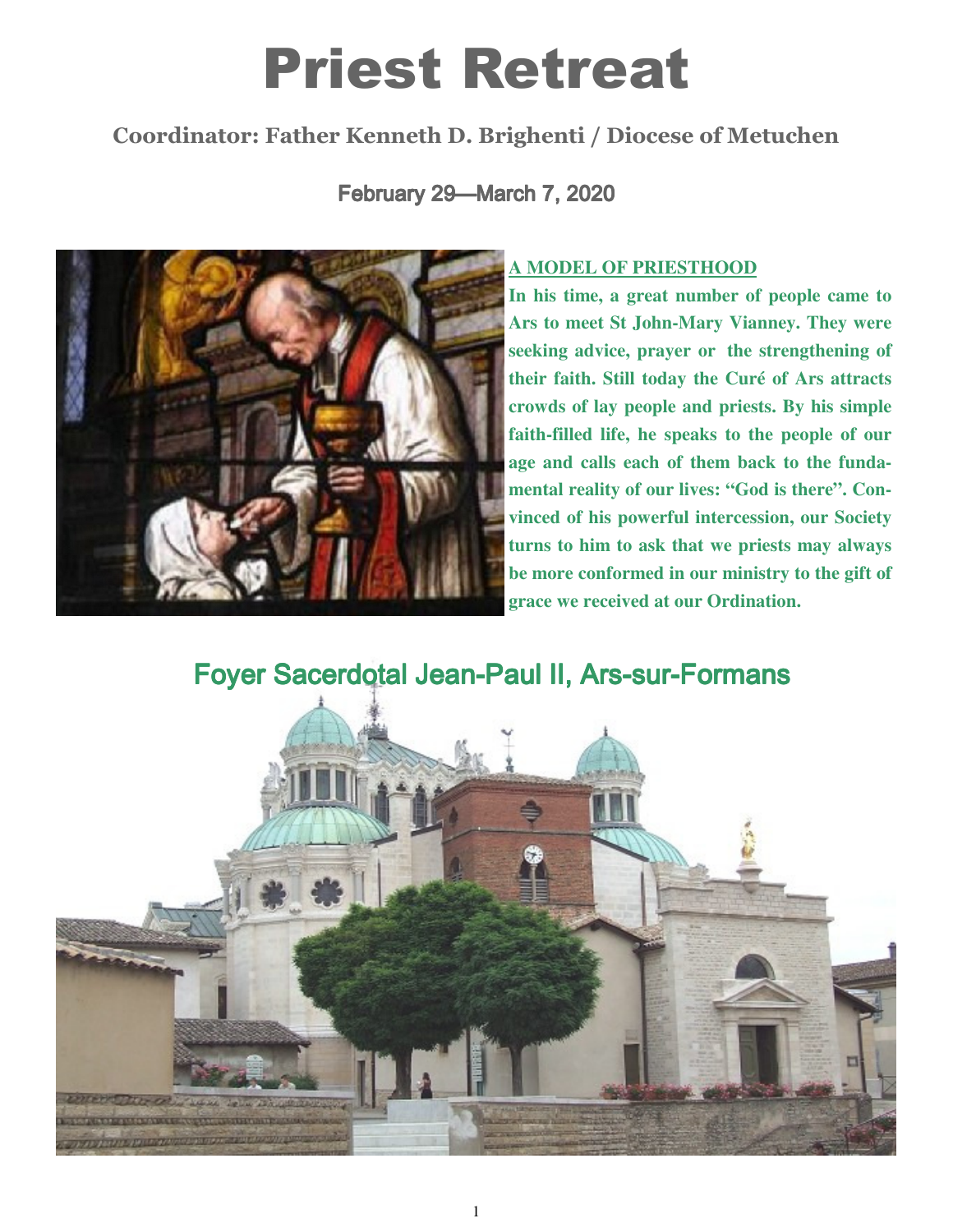# Priest Retreat

**Coordinator: Father Kenneth D. Brighenti / Diocese of Metuchen**

**February 29—March 7, 2020**

**A MODEL OF PRIESTHOOD**

**In his time, a great number of people came to Ars to meet St John-Mary Vianney. They were seeking advice, prayer or the strengthening of their faith. Still today the Curé of Ars attracts crowds of lay people and priests. By his simple faith-filled life, he speaks to the people of our age and calls each of them back to the fundamental reality of our lives: "God is there". Convinced of his powerful intercession, our Society turns to him to ask that we priests may always be more conformed in our ministry to the gift of grace we received at our Ordination.**

## Foyer Sacerdotal Jean-Paul II, Ars-sur-Formans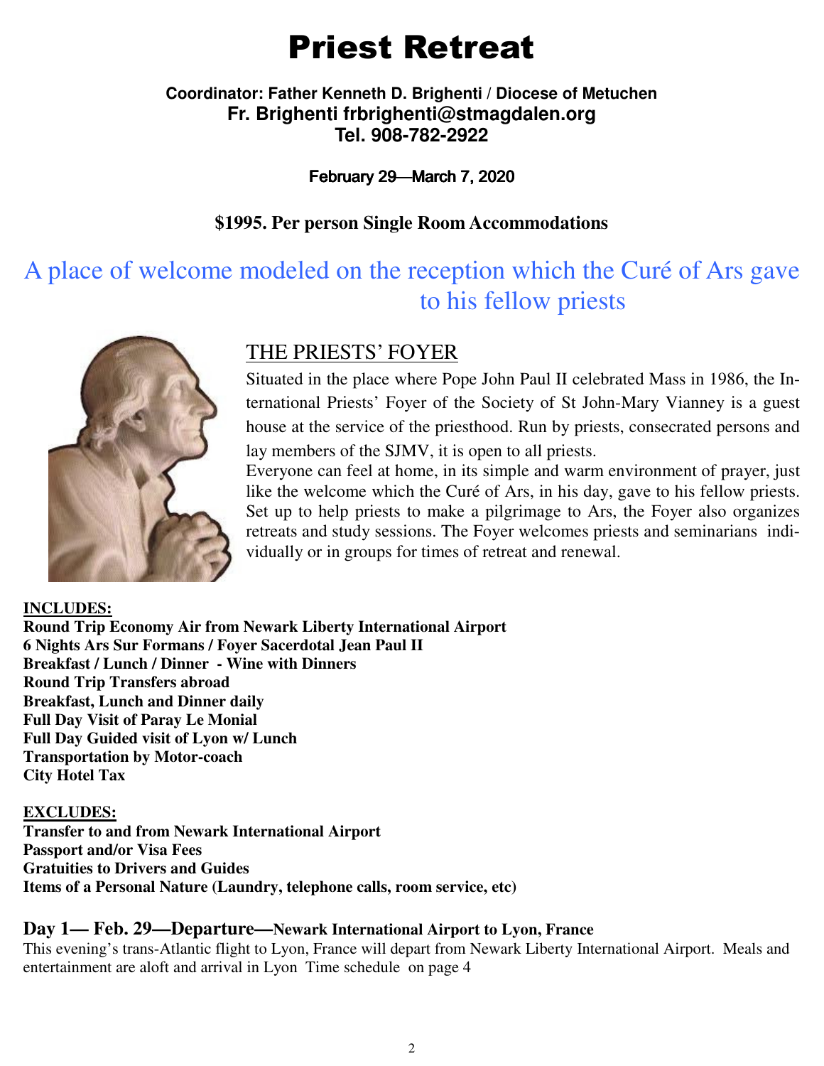# Priest Retreat

**Coordinator: Father Kenneth D. Brighenti / Diocese of Metuchen**
**Fr. Brighenti frbrighenti@stmagdalen.org**
**Tel. 908-782-2922**

**February 29—March 7, 2020**

**$1995. Per person Single Room Accommodations**

## A place of welcome modeled on the reception which the Curé of Ars gave to his fellow priests

### THE PRIESTS' FOYER

Situated in the place where Pope John Paul II celebrated Mass in 1986, the International Priests' Foyer of the Society of St John-Mary Vianney is a guest house at the service of the priesthood. Run by priests, consecrated persons and lay members of the SJMV, it is open to all priests.

Everyone can feel at home, in its simple and warm environment of prayer, just like the welcome which the Curé of Ars, in his day, gave to his fellow priests. Set up to help priests to make a pilgrimage to Ars, the Foyer also organizes retreats and study sessions. The Foyer welcomes priests and seminarians individually or in groups for times of retreat and renewal.

**INCLUDES:**

**Round Trip Economy Air from Newark Liberty International Airport**
**6 Nights Ars Sur Formans / Foyer Sacerdotal Jean Paul II**
**Breakfast / Lunch / Dinner - Wine with Dinners**
**Round Trip Transfers abroad**
**Breakfast, Lunch and Dinner daily**
**Full Day Visit of Paray Le Monial**
**Full Day Guided visit of Lyon w/ Lunch**
**Transportation by Motor-coach**
**City Hotel Tax**

**EXCLUDES:**

**Transfer to and from Newark International Airport**
**Passport and/or Visa Fees**
**Gratuities to Drivers and Guides**
**Items of a Personal Nature (Laundry, telephone calls, room service, etc)**

### Day 1— Feb. 29—Departure—Newark International Airport to Lyon, France

This evening's trans-Atlantic flight to Lyon, France will depart from Newark Liberty International Airport. Meals and entertainment are aloft and arrival in Lyon Time schedule on page 4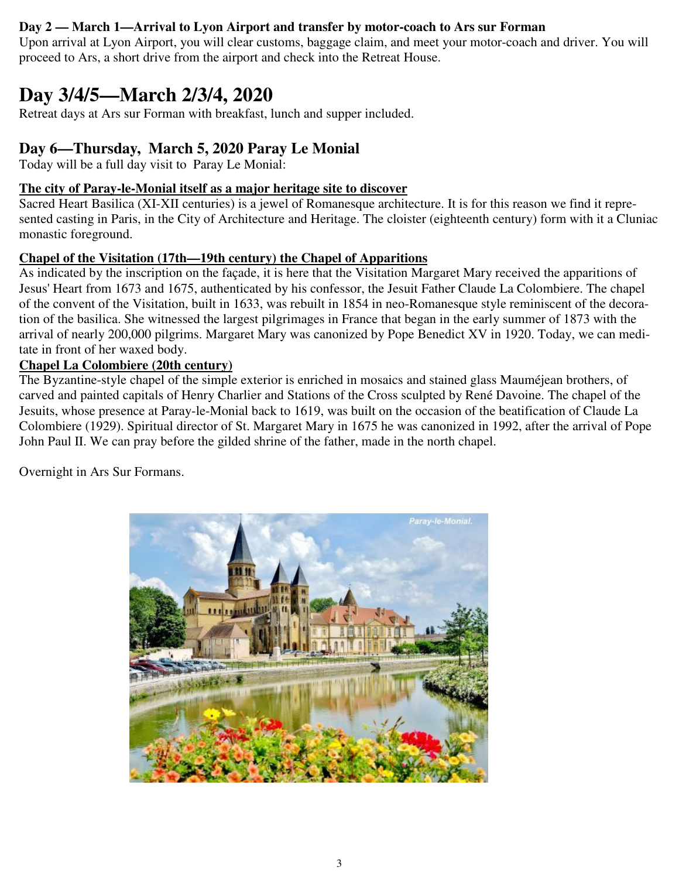**Day 2 — March 1—Arrival to Lyon Airport and transfer by motor-coach to Ars sur Forman**

Upon arrival at Lyon Airport, you will clear customs, baggage claim, and meet your motor-coach and driver. You will proceed to Ars, a short drive from the airport and check into the Retreat House.

# Day 3/4/5—March 2/3/4, 2020

Retreat days at Ars sur Forman with breakfast, lunch and supper included.

## Day 6—Thursday, March 5, 2020 Paray Le Monial

Today will be a full day visit to Paray Le Monial:

**The city of Paray-le-Monial itself as a major heritage site to discover**

Sacred Heart Basilica (XI-XII centuries) is a jewel of Romanesque architecture. It is for this reason we find it represented casting in Paris, in the City of Architecture and Heritage. The cloister (eighteenth century) form with it a Cluniac monastic foreground.

**Chapel of the Visitation (17th—19th century) the Chapel of Apparitions**

As indicated by the inscription on the façade, it is here that the Visitation Margaret Mary received the apparitions of Jesus' Heart from 1673 and 1675, authenticated by his confessor, the Jesuit Father Claude La Colombiere. The chapel of the convent of the Visitation, built in 1633, was rebuilt in 1854 in neo-Romanesque style reminiscent of the decoration of the basilica. She witnessed the largest pilgrimages in France that began in the early summer of 1873 with the arrival of nearly 200,000 pilgrims. Margaret Mary was canonized by Pope Benedict XV in 1920. Today, we can meditate in front of her waxed body.

**Chapel La Colombiere (20th century)**

The Byzantine-style chapel of the simple exterior is enriched in mosaics and stained glass Mauméjean brothers, of carved and painted capitals of Henry Charlier and Stations of the Cross sculpted by René Davoine. The chapel of the Jesuits, whose presence at Paray-le-Monial back to 1619, was built on the occasion of the beatification of Claude La Colombiere (1929). Spiritual director of St. Margaret Mary in 1675 he was canonized in 1992, after the arrival of Pope John Paul II. We can pray before the gilded shrine of the father, made in the north chapel.

Overnight in Ars Sur Formans.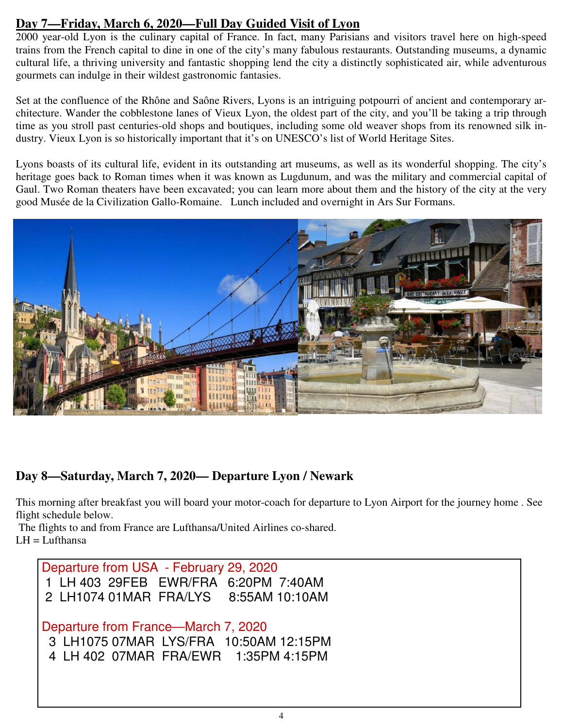## Day 7—Friday, March 6, 2020—Full Day Guided Visit of Lyon

2000 year-old Lyon is the culinary capital of France. In fact, many Parisians and visitors travel here on high-speed trains from the French capital to dine in one of the city's many fabulous restaurants. Outstanding museums, a dynamic cultural life, a thriving university and fantastic shopping lend the city a distinctly sophisticated air, while adventurous gourmets can indulge in their wildest gastronomic fantasies.

Set at the confluence of the Rhône and Saône Rivers, Lyons is an intriguing potpourri of ancient and contemporary architecture. Wander the cobblestone lanes of Vieux Lyon, the oldest part of the city, and you'll be taking a trip through time as you stroll past centuries-old shops and boutiques, including some old weaver shops from its renowned silk industry. Vieux Lyon is so historically important that it's on UNESCO's list of World Heritage Sites.

Lyons boasts of its cultural life, evident in its outstanding art museums, as well as its wonderful shopping. The city's heritage goes back to Roman times when it was known as Lugdunum, and was the military and commercial capital of Gaul. Two Roman theaters have been excavated; you can learn more about them and the history of the city at the very good Musée de la Civilization Gallo-Romaine. Lunch included and overnight in Ars Sur Formans.

## Day 8—Saturday, March 7, 2020— Departure Lyon / Newark

This morning after breakfast you will board your motor-coach for departure to Lyon Airport for the journey home . See flight schedule below.

The flights to and from France are Lufthansa/United Airlines co-shared.
LH = Lufthansa

Departure from USA - February 29, 2020

1 LH 403 29FEB EWR/FRA 6:20PM 7:40AM
2 LH1074 01MAR FRA/LYS 8:55AM 10:10AM

Departure from France—March 7, 2020

3 LH1075 07MAR LYS/FRA 10:50AM 12:15PM
4 LH 402 07MAR FRA/EWR 1:35PM 4:15PM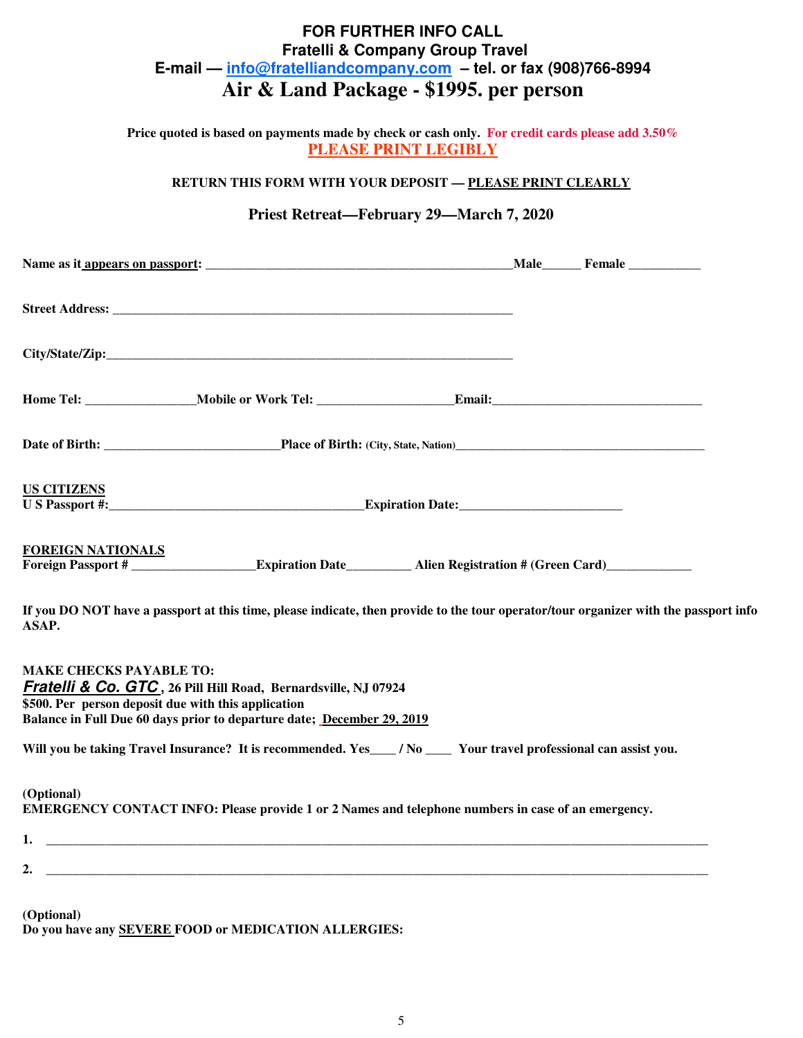**FOR FURTHER INFO CALL**
**Fratelli & Company Group Travel**
**E-mail — info@fratelliandcompany.com – tel. or fax (908)766-8994**

# Air & Land Package - $1995. per person

**Price quoted is based on payments made by check or cash only. For credit cards please add 3.50%**

**PLEASE PRINT LEGIBLY**

**RETURN THIS FORM WITH YOUR DEPOSIT — PLEASE PRINT CLEARLY**

## Priest Retreat—February 29—March 7, 2020

**Name as it appears on passport:** _______________________________________________ **Male**______ **Female** ___________

**Street Address:** _______________________________________________________________

**City/State/Zip:** _______________________________________________________________

**Home Tel:** ________________ **Mobile or Work Tel:** ____________________ **Email:** _______________________________

**Date of Birth:** __________________________ **Place of Birth:** (City, State, Nation) ________________________________________

**US CITIZENS**
**U S Passport #:** _______________________________________ **Expiration Date:** ________________________

**FOREIGN NATIONALS**
**Foreign Passport #** __________________ **Expiration Date** _________ **Alien Registration # (Green Card)** _____________

**If you DO NOT have a passport at this time, please indicate, then provide to the tour operator/tour organizer with the passport info ASAP.**

**MAKE CHECKS PAYABLE TO:**
***Fratelli & Co. GTC*, 26 Pill Hill Road, Bernardsville, NJ 07924**
**$500. Per person deposit due with this application**
**Balance in Full Due 60 days prior to departure date; December 29, 2019**

**Will you be taking Travel Insurance? It is recommended. Yes____ / No ____ Your travel professional can assist you.**

**(Optional)**
**EMERGENCY CONTACT INFO: Please provide 1 or 2 Names and telephone numbers in case of an emergency.**

1. ______________________________________________________________________________________

2. ______________________________________________________________________________________

**(Optional)**
**Do you have any SEVERE FOOD or MEDICATION ALLERGIES:**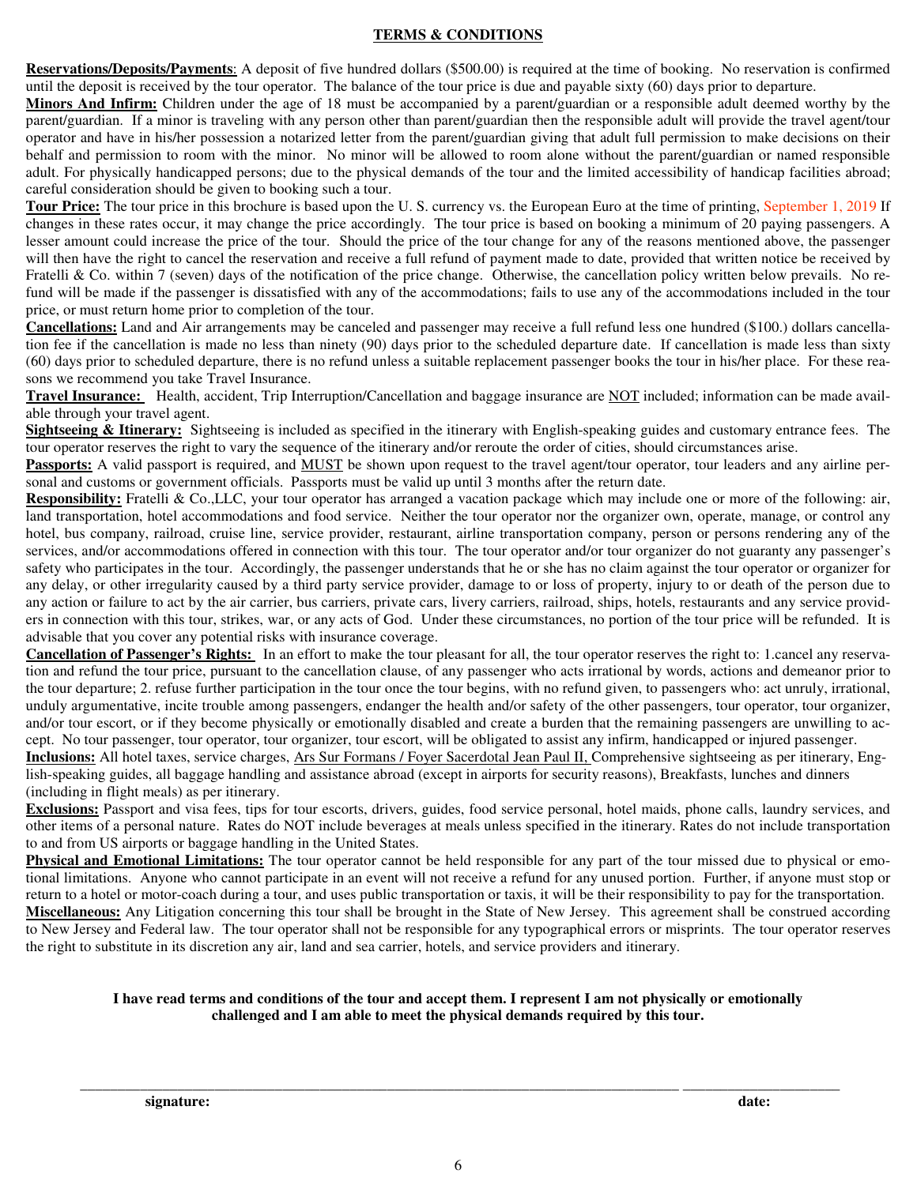## TERMS & CONDITIONS

**Reservations/Deposits/Payments**: A deposit of five hundred dollars ($500.00) is required at the time of booking. No reservation is confirmed until the deposit is received by the tour operator. The balance of the tour price is due and payable sixty (60) days prior to departure.

**Minors And Infirm:** Children under the age of 18 must be accompanied by a parent/guardian or a responsible adult deemed worthy by the parent/guardian. If a minor is traveling with any person other than parent/guardian then the responsible adult will provide the travel agent/tour operator and have in his/her possession a notarized letter from the parent/guardian giving that adult full permission to make decisions on their behalf and permission to room with the minor. No minor will be allowed to room alone without the parent/guardian or named responsible adult. For physically handicapped persons; due to the physical demands of the tour and the limited accessibility of handicap facilities abroad; careful consideration should be given to booking such a tour.

**Tour Price:** The tour price in this brochure is based upon the U. S. currency vs. the European Euro at the time of printing, September 1, 2019 If changes in these rates occur, it may change the price accordingly. The tour price is based on booking a minimum of 20 paying passengers. A lesser amount could increase the price of the tour. Should the price of the tour change for any of the reasons mentioned above, the passenger will then have the right to cancel the reservation and receive a full refund of payment made to date, provided that written notice be received by Fratelli & Co. within 7 (seven) days of the notification of the price change. Otherwise, the cancellation policy written below prevails. No refund will be made if the passenger is dissatisfied with any of the accommodations; fails to use any of the accommodations included in the tour price, or must return home prior to completion of the tour.

**Cancellations:** Land and Air arrangements may be canceled and passenger may receive a full refund less one hundred ($100.) dollars cancellation fee if the cancellation is made no less than ninety (90) days prior to the scheduled departure date. If cancellation is made less than sixty (60) days prior to scheduled departure, there is no refund unless a suitable replacement passenger books the tour in his/her place. For these reasons we recommend you take Travel Insurance.

**Travel Insurance:** Health, accident, Trip Interruption/Cancellation and baggage insurance are NOT included; information can be made available through your travel agent.

**Sightseeing & Itinerary:** Sightseeing is included as specified in the itinerary with English-speaking guides and customary entrance fees. The tour operator reserves the right to vary the sequence of the itinerary and/or reroute the order of cities, should circumstances arise.

**Passports:** A valid passport is required, and MUST be shown upon request to the travel agent/tour operator, tour leaders and any airline personal and customs or government officials. Passports must be valid up until 3 months after the return date.

**Responsibility:** Fratelli & Co.,LLC, your tour operator has arranged a vacation package which may include one or more of the following: air, land transportation, hotel accommodations and food service. Neither the tour operator nor the organizer own, operate, manage, or control any hotel, bus company, railroad, cruise line, service provider, restaurant, airline transportation company, person or persons rendering any of the services, and/or accommodations offered in connection with this tour. The tour operator and/or tour organizer do not guaranty any passenger's safety who participates in the tour. Accordingly, the passenger understands that he or she has no claim against the tour operator or organizer for any delay, or other irregularity caused by a third party service provider, damage to or loss of property, injury to or death of the person due to any action or failure to act by the air carrier, bus carriers, private cars, livery carriers, railroad, ships, hotels, restaurants and any service providers in connection with this tour, strikes, war, or any acts of God. Under these circumstances, no portion of the tour price will be refunded. It is advisable that you cover any potential risks with insurance coverage.

**Cancellation of Passenger's Rights:** In an effort to make the tour pleasant for all, the tour operator reserves the right to: 1.cancel any reservation and refund the tour price, pursuant to the cancellation clause, of any passenger who acts irrational by words, actions and demeanor prior to the tour departure; 2. refuse further participation in the tour once the tour begins, with no refund given, to passengers who: act unruly, irrational, unduly argumentative, incite trouble among passengers, endanger the health and/or safety of the other passengers, tour operator, tour organizer, and/or tour escort, or if they become physically or emotionally disabled and create a burden that the remaining passengers are unwilling to accept. No tour passenger, tour operator, tour organizer, tour escort, will be obligated to assist any infirm, handicapped or injured passenger.

**Inclusions:** All hotel taxes, service charges, Ars Sur Formans / Foyer Sacerdotal Jean Paul II, Comprehensive sightseeing as per itinerary, English-speaking guides, all baggage handling and assistance abroad (except in airports for security reasons), Breakfasts, lunches and dinners (including in flight meals) as per itinerary.

**Exclusions:** Passport and visa fees, tips for tour escorts, drivers, guides, food service personal, hotel maids, phone calls, laundry services, and other items of a personal nature. Rates do NOT include beverages at meals unless specified in the itinerary. Rates do not include transportation to and from US airports or baggage handling in the United States.

**Physical and Emotional Limitations:** The tour operator cannot be held responsible for any part of the tour missed due to physical or emotional limitations. Anyone who cannot participate in an event will not receive a refund for any unused portion. Further, if anyone must stop or return to a hotel or motor-coach during a tour, and uses public transportation or taxis, it will be their responsibility to pay for the transportation.

**Miscellaneous:** Any Litigation concerning this tour shall be brought in the State of New Jersey. This agreement shall be construed according to New Jersey and Federal law. The tour operator shall not be responsible for any typographical errors or misprints. The tour operator reserves the right to substitute in its discretion any air, land and sea carrier, hotels, and service providers and itinerary.

**I have read terms and conditions of the tour and accept them. I represent I am not physically or emotionally challenged and I am able to meet the physical demands required by this tour.**

______________________________________________________________ ____________________

**signature:** **date:**